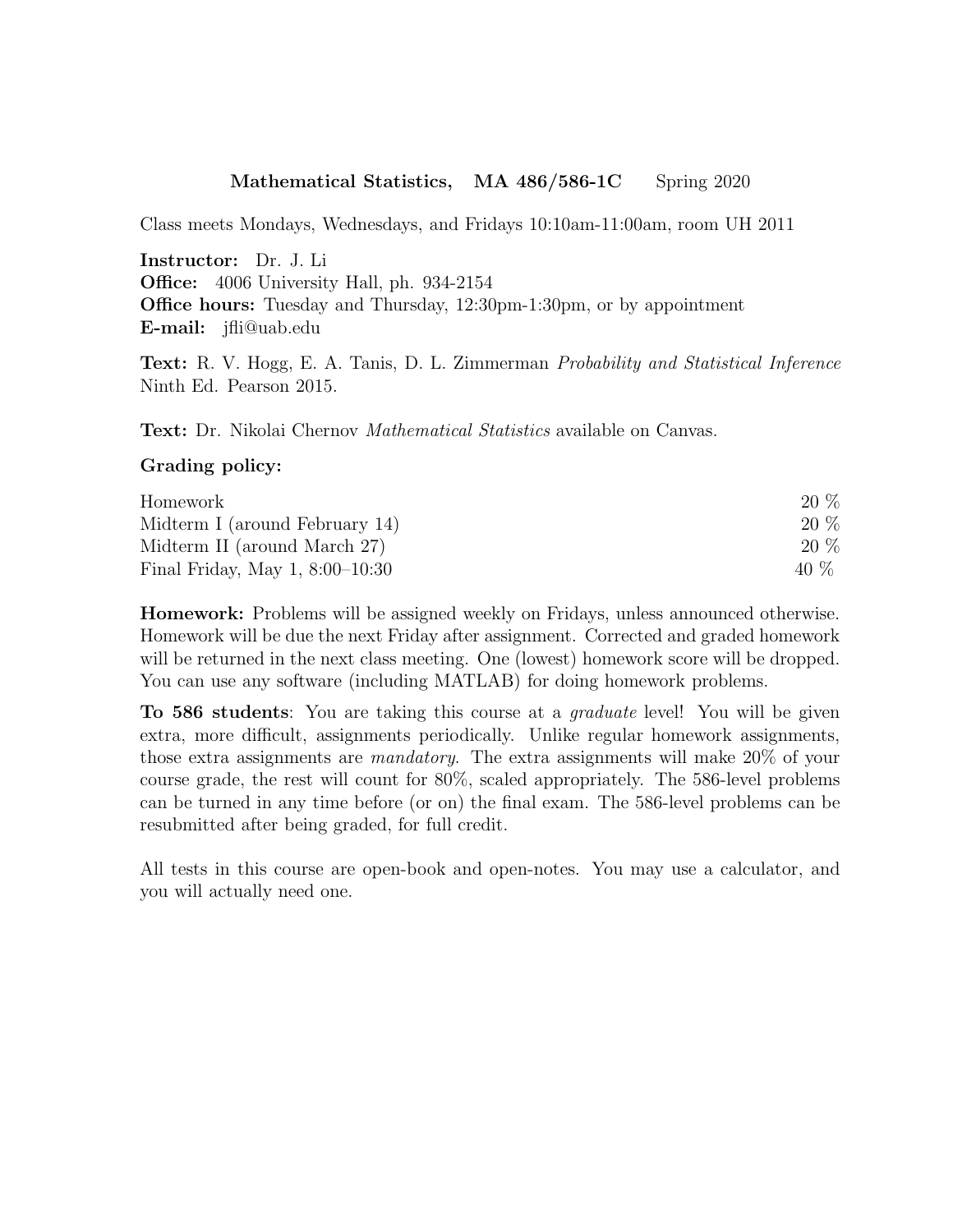**Mathematical Statistics, MA 486/586-1C** Spring 2020

Class meets Mondays, Wednesdays, and Fridays 10:10am-11:00am, room UH 2011

**Instructor:** Dr. J. Li
**Office:** 4006 University Hall, ph. 934-2154
**Office hours:** Tuesday and Thursday, 12:30pm-1:30pm, or by appointment
**E-mail:** jfli@uab.edu

**Text:** R. V. Hogg, E. A. Tanis, D. L. Zimmerman *Probability and Statistical Inference* Ninth Ed. Pearson 2015.

**Text:** Dr. Nikolai Chernov *Mathematical Statistics* available on Canvas.

**Grading policy:**

| | |
|---|---|
| Homework | 20 % |
| Midterm I (around February 14) | 20 % |
| Midterm II (around March 27) | 20 % |
| Final Friday, May 1, 8:00–10:30 | 40 % |

**Homework:** Problems will be assigned weekly on Fridays, unless announced otherwise. Homework will be due the next Friday after assignment. Corrected and graded homework will be returned in the next class meeting. One (lowest) homework score will be dropped. You can use any software (including MATLAB) for doing homework problems.

**To 586 students**: You are taking this course at a *graduate* level! You will be given extra, more difficult, assignments periodically. Unlike regular homework assignments, those extra assignments are *mandatory*. The extra assignments will make 20% of your course grade, the rest will count for 80%, scaled appropriately. The 586-level problems can be turned in any time before (or on) the final exam. The 586-level problems can be resubmitted after being graded, for full credit.

All tests in this course are open-book and open-notes. You may use a calculator, and you will actually need one.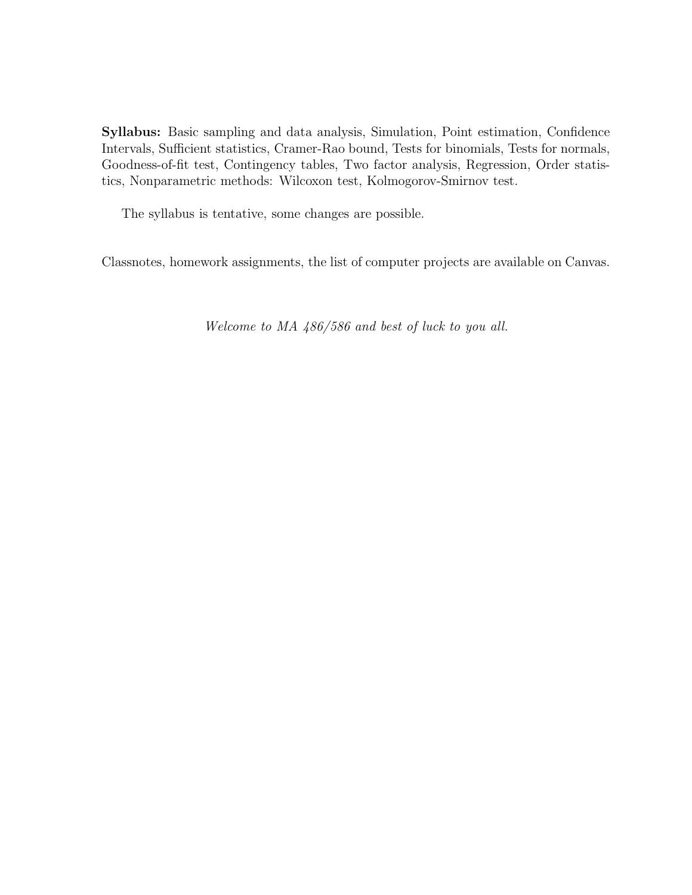**Syllabus:** Basic sampling and data analysis, Simulation, Point estimation, Confidence Intervals, Sufficient statistics, Cramer-Rao bound, Tests for binomials, Tests for normals, Goodness-of-fit test, Contingency tables, Two factor analysis, Regression, Order statistics, Nonparametric methods: Wilcoxon test, Kolmogorov-Smirnov test.

The syllabus is tentative, some changes are possible.

Classnotes, homework assignments, the list of computer projects are available on Canvas.

*Welcome to MA 486/586 and best of luck to you all.*